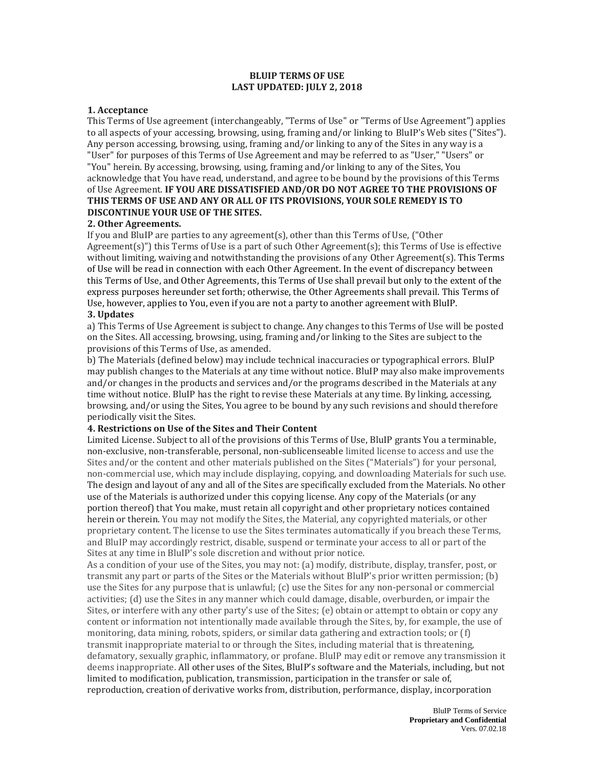**BLUIP TERMS OF USE**
**LAST UPDATED: JULY 2, 2018**

**1. Acceptance**

This Terms of Use agreement (interchangeably, "Terms of Use" or "Terms of Use Agreement") applies to all aspects of your accessing, browsing, using, framing and/or linking to BluIP's Web sites ("Sites"). Any person accessing, browsing, using, framing and/or linking to any of the Sites in any way is a "User" for purposes of this Terms of Use Agreement and may be referred to as "User," "Users" or "You" herein. By accessing, browsing, using, framing and/or linking to any of the Sites, You acknowledge that You have read, understand, and agree to be bound by the provisions of this Terms of Use Agreement. **IF YOU ARE DISSATISFIED AND/OR DO NOT AGREE TO THE PROVISIONS OF THIS TERMS OF USE AND ANY OR ALL OF ITS PROVISIONS, YOUR SOLE REMEDY IS TO DISCONTINUE YOUR USE OF THE SITES.**

**2. Other Agreements.**

If you and BluIP are parties to any agreement(s), other than this Terms of Use, ("Other Agreement(s)") this Terms of Use is a part of such Other Agreement(s); this Terms of Use is effective without limiting, waiving and notwithstanding the provisions of any Other Agreement(s). This Terms of Use will be read in connection with each Other Agreement. In the event of discrepancy between this Terms of Use, and Other Agreements, this Terms of Use shall prevail but only to the extent of the express purposes hereunder set forth; otherwise, the Other Agreements shall prevail. This Terms of Use, however, applies to You, even if you are not a party to another agreement with BluIP.

**3. Updates**

a) This Terms of Use Agreement is subject to change. Any changes to this Terms of Use will be posted on the Sites. All accessing, browsing, using, framing and/or linking to the Sites are subject to the provisions of this Terms of Use, as amended.

b) The Materials (defined below) may include technical inaccuracies or typographical errors. BluIP may publish changes to the Materials at any time without notice. BluIP may also make improvements and/or changes in the products and services and/or the programs described in the Materials at any time without notice. BluIP has the right to revise these Materials at any time. By linking, accessing, browsing, and/or using the Sites, You agree to be bound by any such revisions and should therefore periodically visit the Sites.

**4. Restrictions on Use of the Sites and Their Content**

Limited License. Subject to all of the provisions of this Terms of Use, BluIP grants You a terminable, non-exclusive, non-transferable, personal, non-sublicenseable limited license to access and use the Sites and/or the content and other materials published on the Sites ("Materials") for your personal, non-commercial use, which may include displaying, copying, and downloading Materials for such use. The design and layout of any and all of the Sites are specifically excluded from the Materials. No other use of the Materials is authorized under this copying license. Any copy of the Materials (or any portion thereof) that You make, must retain all copyright and other proprietary notices contained herein or therein. You may not modify the Sites, the Material, any copyrighted materials, or other proprietary content. The license to use the Sites terminates automatically if you breach these Terms, and BluIP may accordingly restrict, disable, suspend or terminate your access to all or part of the Sites at any time in BluIP's sole discretion and without prior notice.

As a condition of your use of the Sites, you may not: (a) modify, distribute, display, transfer, post, or transmit any part or parts of the Sites or the Materials without BluIP's prior written permission; (b) use the Sites for any purpose that is unlawful; (c) use the Sites for any non-personal or commercial activities; (d) use the Sites in any manner which could damage, disable, overburden, or impair the Sites, or interfere with any other party's use of the Sites; (e) obtain or attempt to obtain or copy any content or information not intentionally made available through the Sites, by, for example, the use of monitoring, data mining, robots, spiders, or similar data gathering and extraction tools; or (f) transmit inappropriate material to or through the Sites, including material that is threatening, defamatory, sexually graphic, inflammatory, or profane. BluIP may edit or remove any transmission it deems inappropriate. All other uses of the Sites, BluIP's software and the Materials, including, but not limited to modification, publication, transmission, participation in the transfer or sale of, reproduction, creation of derivative works from, distribution, performance, display, incorporation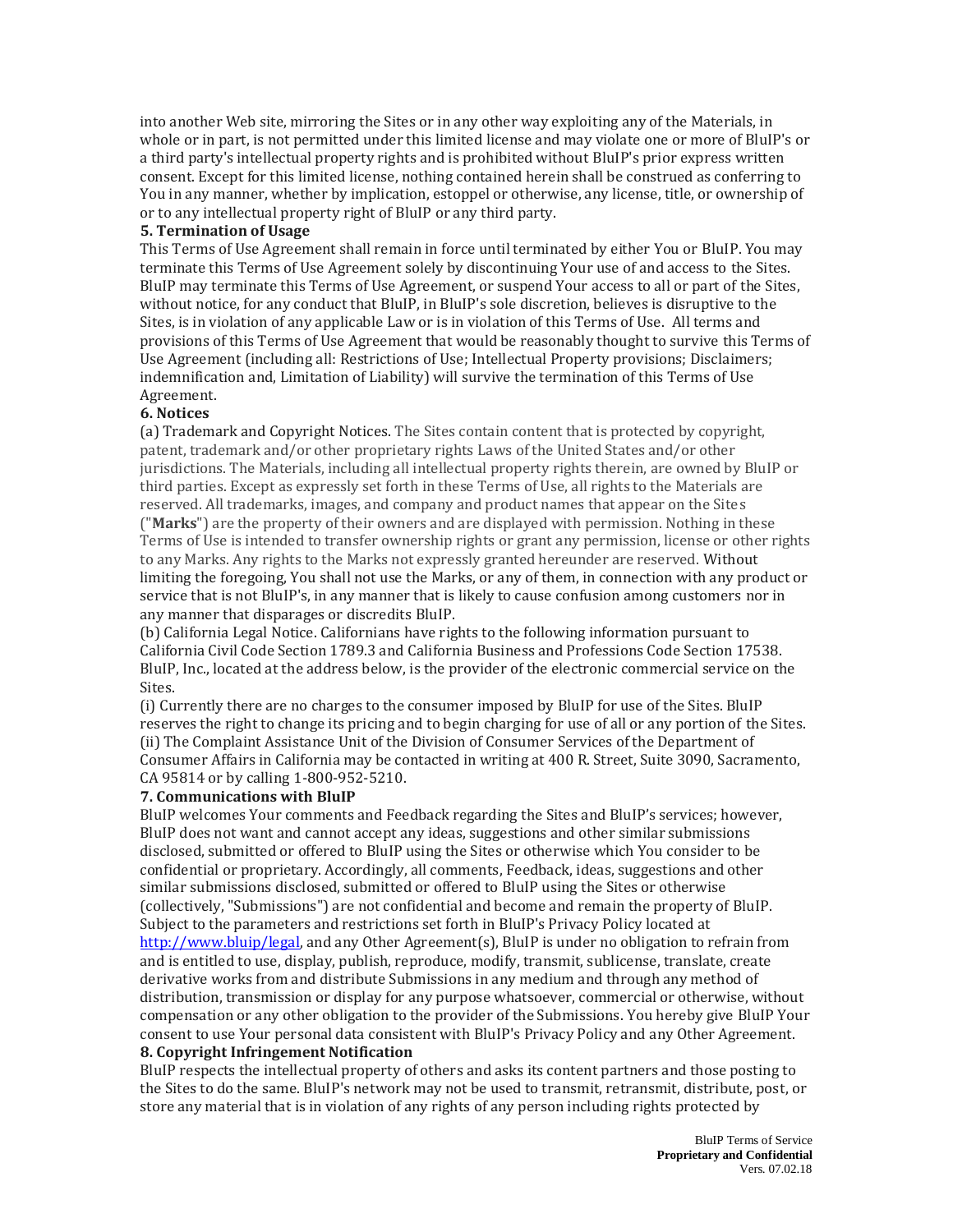into another Web site, mirroring the Sites or in any other way exploiting any of the Materials, in whole or in part, is not permitted under this limited license and may violate one or more of BluIP's or a third party's intellectual property rights and is prohibited without BluIP's prior express written consent. Except for this limited license, nothing contained herein shall be construed as conferring to You in any manner, whether by implication, estoppel or otherwise, any license, title, or ownership of or to any intellectual property right of BluIP or any third party.

**5. Termination of Usage**

This Terms of Use Agreement shall remain in force until terminated by either You or BluIP. You may terminate this Terms of Use Agreement solely by discontinuing Your use of and access to the Sites. BluIP may terminate this Terms of Use Agreement, or suspend Your access to all or part of the Sites, without notice, for any conduct that BluIP, in BluIP's sole discretion, believes is disruptive to the Sites, is in violation of any applicable Law or is in violation of this Terms of Use. All terms and provisions of this Terms of Use Agreement that would be reasonably thought to survive this Terms of Use Agreement (including all: Restrictions of Use; Intellectual Property provisions; Disclaimers; indemnification and, Limitation of Liability) will survive the termination of this Terms of Use Agreement.

**6. Notices**

(a) Trademark and Copyright Notices. The Sites contain content that is protected by copyright, patent, trademark and/or other proprietary rights Laws of the United States and/or other jurisdictions. The Materials, including all intellectual property rights therein, are owned by BluIP or third parties. Except as expressly set forth in these Terms of Use, all rights to the Materials are reserved. All trademarks, images, and company and product names that appear on the Sites ("**Marks**") are the property of their owners and are displayed with permission. Nothing in these Terms of Use is intended to transfer ownership rights or grant any permission, license or other rights to any Marks. Any rights to the Marks not expressly granted hereunder are reserved. Without limiting the foregoing, You shall not use the Marks, or any of them, in connection with any product or service that is not BluIP's, in any manner that is likely to cause confusion among customers nor in any manner that disparages or discredits BluIP.

(b) California Legal Notice. Californians have rights to the following information pursuant to California Civil Code Section 1789.3 and California Business and Professions Code Section 17538. BluIP, Inc., located at the address below, is the provider of the electronic commercial service on the Sites.

(i) Currently there are no charges to the consumer imposed by BluIP for use of the Sites. BluIP reserves the right to change its pricing and to begin charging for use of all or any portion of the Sites.

(ii) The Complaint Assistance Unit of the Division of Consumer Services of the Department of Consumer Affairs in California may be contacted in writing at 400 R. Street, Suite 3090, Sacramento, CA 95814 or by calling 1-800-952-5210.

**7. Communications with BluIP**

BluIP welcomes Your comments and Feedback regarding the Sites and BluIP's services; however, BluIP does not want and cannot accept any ideas, suggestions and other similar submissions disclosed, submitted or offered to BluIP using the Sites or otherwise which You consider to be confidential or proprietary. Accordingly, all comments, Feedback, ideas, suggestions and other similar submissions disclosed, submitted or offered to BluIP using the Sites or otherwise (collectively, "Submissions") are not confidential and become and remain the property of BluIP. Subject to the parameters and restrictions set forth in BluIP's Privacy Policy located at [http://www.bluip/legal](http://www.bluip/legal), and any Other Agreement(s), BluIP is under no obligation to refrain from and is entitled to use, display, publish, reproduce, modify, transmit, sublicense, translate, create derivative works from and distribute Submissions in any medium and through any method of distribution, transmission or display for any purpose whatsoever, commercial or otherwise, without compensation or any other obligation to the provider of the Submissions. You hereby give BluIP Your consent to use Your personal data consistent with BluIP's Privacy Policy and any Other Agreement.

**8. Copyright Infringement Notification**

BluIP respects the intellectual property of others and asks its content partners and those posting to the Sites to do the same. BluIP's network may not be used to transmit, retransmit, distribute, post, or store any material that is in violation of any rights of any person including rights protected by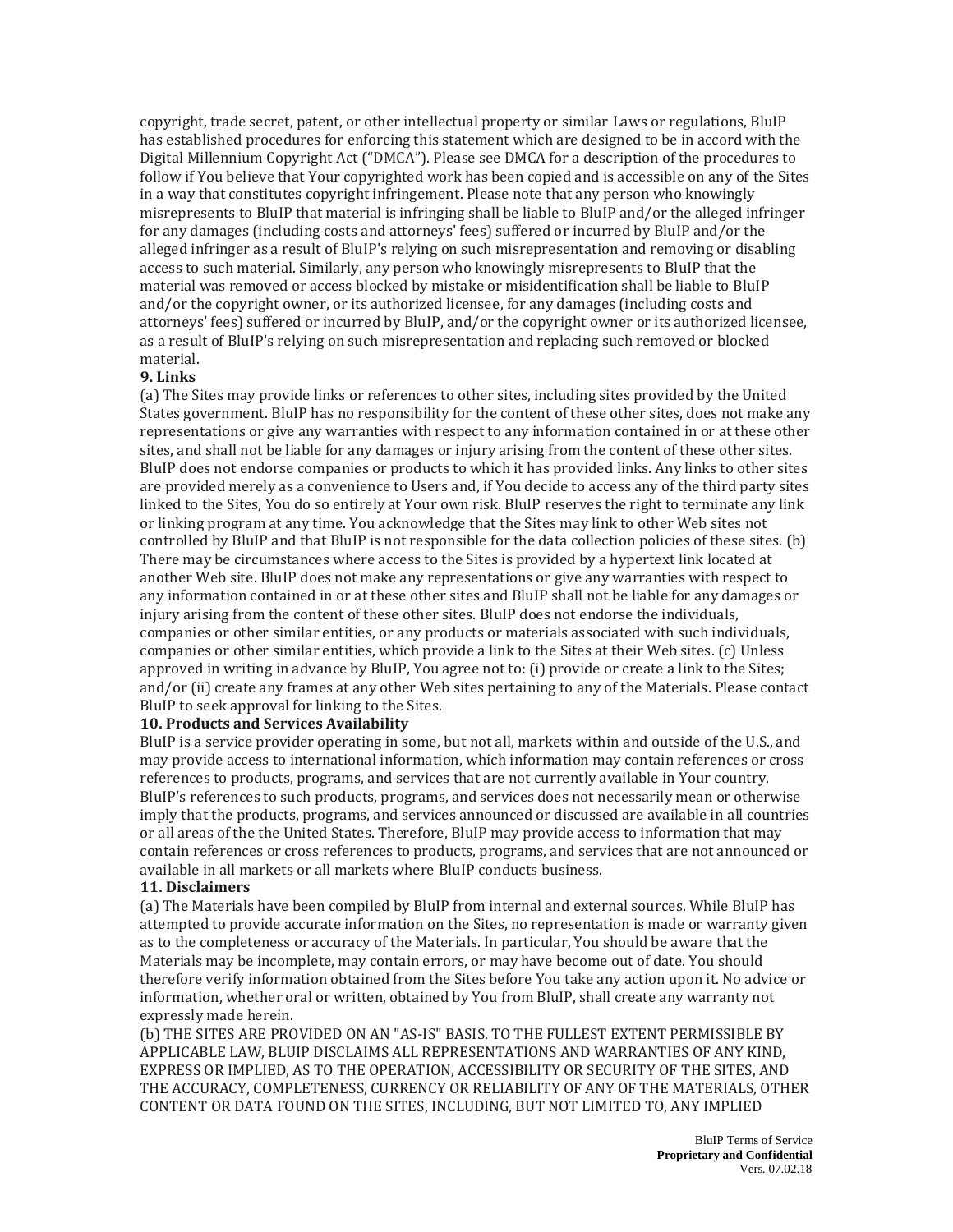copyright, trade secret, patent, or other intellectual property or similar Laws or regulations, BluIP has established procedures for enforcing this statement which are designed to be in accord with the Digital Millennium Copyright Act ("DMCA"). Please see DMCA for a description of the procedures to follow if You believe that Your copyrighted work has been copied and is accessible on any of the Sites in a way that constitutes copyright infringement. Please note that any person who knowingly misrepresents to BluIP that material is infringing shall be liable to BluIP and/or the alleged infringer for any damages (including costs and attorneys' fees) suffered or incurred by BluIP and/or the alleged infringer as a result of BluIP's relying on such misrepresentation and removing or disabling access to such material. Similarly, any person who knowingly misrepresents to BluIP that the material was removed or access blocked by mistake or misidentification shall be liable to BluIP and/or the copyright owner, or its authorized licensee, for any damages (including costs and attorneys' fees) suffered or incurred by BluIP, and/or the copyright owner or its authorized licensee, as a result of BluIP's relying on such misrepresentation and replacing such removed or blocked material.

**9. Links**

(a) The Sites may provide links or references to other sites, including sites provided by the United States government. BluIP has no responsibility for the content of these other sites, does not make any representations or give any warranties with respect to any information contained in or at these other sites, and shall not be liable for any damages or injury arising from the content of these other sites. BluIP does not endorse companies or products to which it has provided links. Any links to other sites are provided merely as a convenience to Users and, if You decide to access any of the third party sites linked to the Sites, You do so entirely at Your own risk. BluIP reserves the right to terminate any link or linking program at any time. You acknowledge that the Sites may link to other Web sites not controlled by BluIP and that BluIP is not responsible for the data collection policies of these sites. (b) There may be circumstances where access to the Sites is provided by a hypertext link located at another Web site. BluIP does not make any representations or give any warranties with respect to any information contained in or at these other sites and BluIP shall not be liable for any damages or injury arising from the content of these other sites. BluIP does not endorse the individuals, companies or other similar entities, or any products or materials associated with such individuals, companies or other similar entities, which provide a link to the Sites at their Web sites. (c) Unless approved in writing in advance by BluIP, You agree not to: (i) provide or create a link to the Sites; and/or (ii) create any frames at any other Web sites pertaining to any of the Materials. Please contact BluIP to seek approval for linking to the Sites.

**10. Products and Services Availability**

BluIP is a service provider operating in some, but not all, markets within and outside of the U.S., and may provide access to international information, which information may contain references or cross references to products, programs, and services that are not currently available in Your country. BluIP's references to such products, programs, and services does not necessarily mean or otherwise imply that the products, programs, and services announced or discussed are available in all countries or all areas of the the United States. Therefore, BluIP may provide access to information that may contain references or cross references to products, programs, and services that are not announced or available in all markets or all markets where BluIP conducts business.

**11. Disclaimers**

(a) The Materials have been compiled by BluIP from internal and external sources. While BluIP has attempted to provide accurate information on the Sites, no representation is made or warranty given as to the completeness or accuracy of the Materials. In particular, You should be aware that the Materials may be incomplete, may contain errors, or may have become out of date. You should therefore verify information obtained from the Sites before You take any action upon it. No advice or information, whether oral or written, obtained by You from BluIP, shall create any warranty not expressly made herein.

(b) THE SITES ARE PROVIDED ON AN "AS-IS" BASIS. TO THE FULLEST EXTENT PERMISSIBLE BY APPLICABLE LAW, BLUIP DISCLAIMS ALL REPRESENTATIONS AND WARRANTIES OF ANY KIND, EXPRESS OR IMPLIED, AS TO THE OPERATION, ACCESSIBILITY OR SECURITY OF THE SITES, AND THE ACCURACY, COMPLETENESS, CURRENCY OR RELIABILITY OF ANY OF THE MATERIALS, OTHER CONTENT OR DATA FOUND ON THE SITES, INCLUDING, BUT NOT LIMITED TO, ANY IMPLIED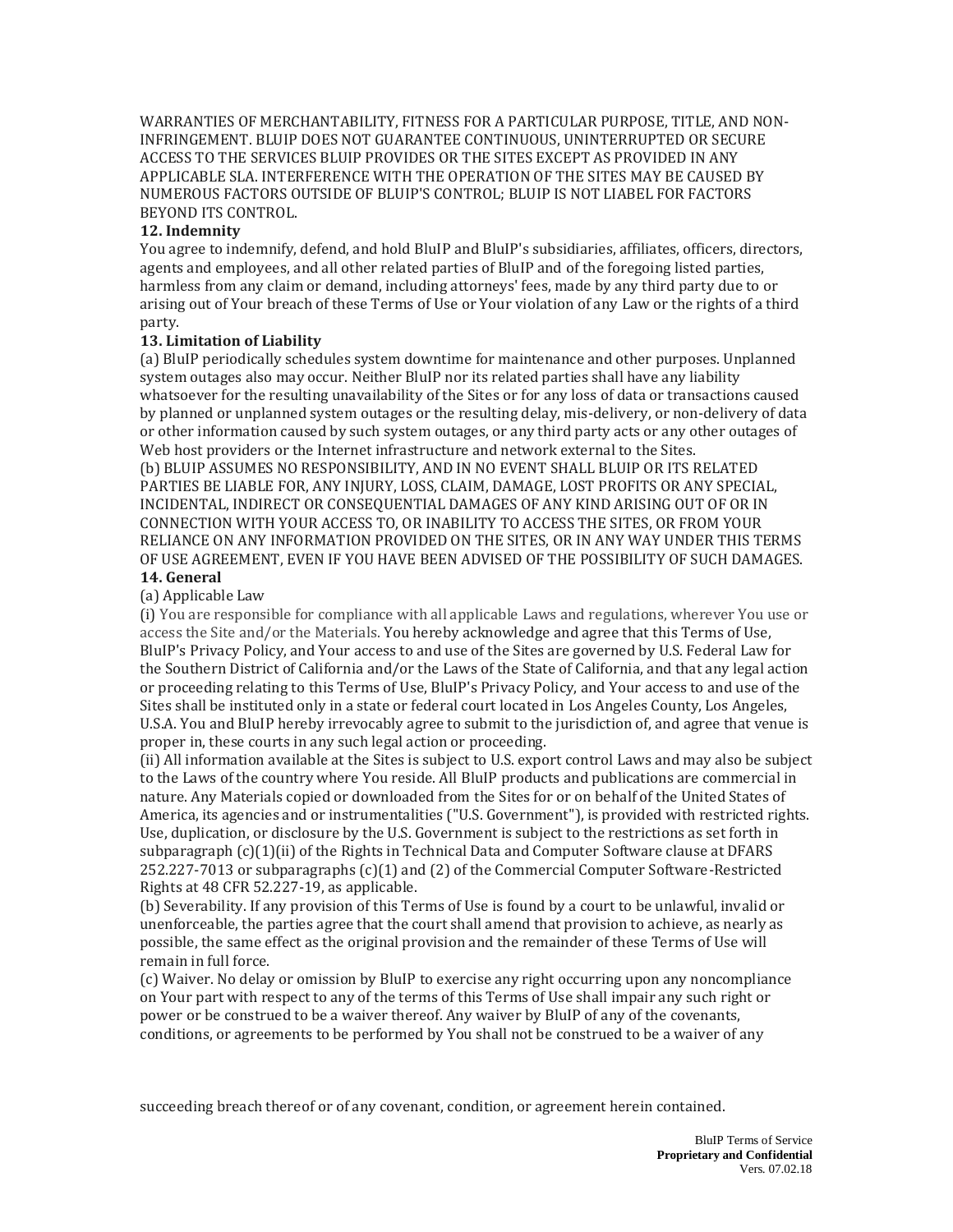WARRANTIES OF MERCHANTABILITY, FITNESS FOR A PARTICULAR PURPOSE, TITLE, AND NON-INFRINGEMENT. BLUIP DOES NOT GUARANTEE CONTINUOUS, UNINTERRUPTED OR SECURE ACCESS TO THE SERVICES BLUIP PROVIDES OR THE SITES EXCEPT AS PROVIDED IN ANY APPLICABLE SLA. INTERFERENCE WITH THE OPERATION OF THE SITES MAY BE CAUSED BY NUMEROUS FACTORS OUTSIDE OF BLUIP'S CONTROL; BLUIP IS NOT LIABEL FOR FACTORS BEYOND ITS CONTROL.

**12. Indemnity**

You agree to indemnify, defend, and hold BluIP and BluIP's subsidiaries, affiliates, officers, directors, agents and employees, and all other related parties of BluIP and of the foregoing listed parties, harmless from any claim or demand, including attorneys' fees, made by any third party due to or arising out of Your breach of these Terms of Use or Your violation of any Law or the rights of a third party.

**13. Limitation of Liability**

(a) BluIP periodically schedules system downtime for maintenance and other purposes. Unplanned system outages also may occur. Neither BluIP nor its related parties shall have any liability whatsoever for the resulting unavailability of the Sites or for any loss of data or transactions caused by planned or unplanned system outages or the resulting delay, mis-delivery, or non-delivery of data or other information caused by such system outages, or any third party acts or any other outages of Web host providers or the Internet infrastructure and network external to the Sites.

(b) BLUIP ASSUMES NO RESPONSIBILITY, AND IN NO EVENT SHALL BLUIP OR ITS RELATED PARTIES BE LIABLE FOR, ANY INJURY, LOSS, CLAIM, DAMAGE, LOST PROFITS OR ANY SPECIAL, INCIDENTAL, INDIRECT OR CONSEQUENTIAL DAMAGES OF ANY KIND ARISING OUT OF OR IN CONNECTION WITH YOUR ACCESS TO, OR INABILITY TO ACCESS THE SITES, OR FROM YOUR RELIANCE ON ANY INFORMATION PROVIDED ON THE SITES, OR IN ANY WAY UNDER THIS TERMS OF USE AGREEMENT, EVEN IF YOU HAVE BEEN ADVISED OF THE POSSIBILITY OF SUCH DAMAGES.

**14. General**

(a) Applicable Law

(i) You are responsible for compliance with all applicable Laws and regulations, wherever You use or access the Site and/or the Materials. You hereby acknowledge and agree that this Terms of Use, BluIP's Privacy Policy, and Your access to and use of the Sites are governed by U.S. Federal Law for the Southern District of California and/or the Laws of the State of California, and that any legal action or proceeding relating to this Terms of Use, BluIP's Privacy Policy, and Your access to and use of the Sites shall be instituted only in a state or federal court located in Los Angeles County, Los Angeles, U.S.A. You and BluIP hereby irrevocably agree to submit to the jurisdiction of, and agree that venue is proper in, these courts in any such legal action or proceeding.

(ii) All information available at the Sites is subject to U.S. export control Laws and may also be subject to the Laws of the country where You reside. All BluIP products and publications are commercial in nature. Any Materials copied or downloaded from the Sites for or on behalf of the United States of America, its agencies and or instrumentalities ("U.S. Government"), is provided with restricted rights. Use, duplication, or disclosure by the U.S. Government is subject to the restrictions as set forth in subparagraph (c)(1)(ii) of the Rights in Technical Data and Computer Software clause at DFARS 252.227-7013 or subparagraphs (c)(1) and (2) of the Commercial Computer Software-Restricted Rights at 48 CFR 52.227-19, as applicable.

(b) Severability. If any provision of this Terms of Use is found by a court to be unlawful, invalid or unenforceable, the parties agree that the court shall amend that provision to achieve, as nearly as possible, the same effect as the original provision and the remainder of these Terms of Use will remain in full force.

(c) Waiver. No delay or omission by BluIP to exercise any right occurring upon any noncompliance on Your part with respect to any of the terms of this Terms of Use shall impair any such right or power or be construed to be a waiver thereof. Any waiver by BluIP of any of the covenants, conditions, or agreements to be performed by You shall not be construed to be a waiver of any succeeding breach thereof or of any covenant, condition, or agreement herein contained.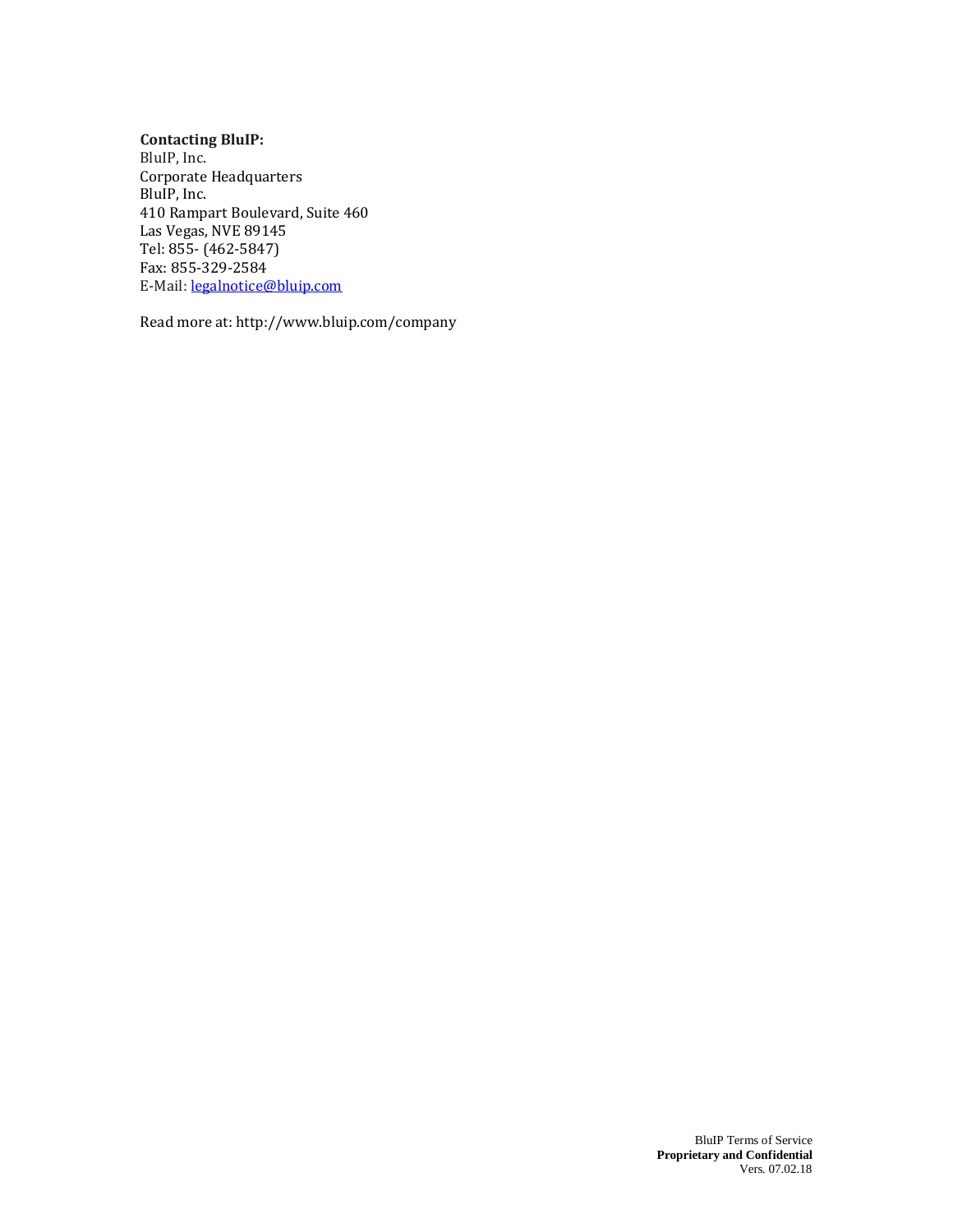**Contacting BluIP:**
BluIP, Inc.
Corporate Headquarters
BluIP, Inc.
410 Rampart Boulevard, Suite 460
Las Vegas, NVE 89145
Tel: 855- (462-5847)
Fax: 855-329-2584
E-Mail: legalnotice@bluip.com

Read more at: http://www.bluip.com/company